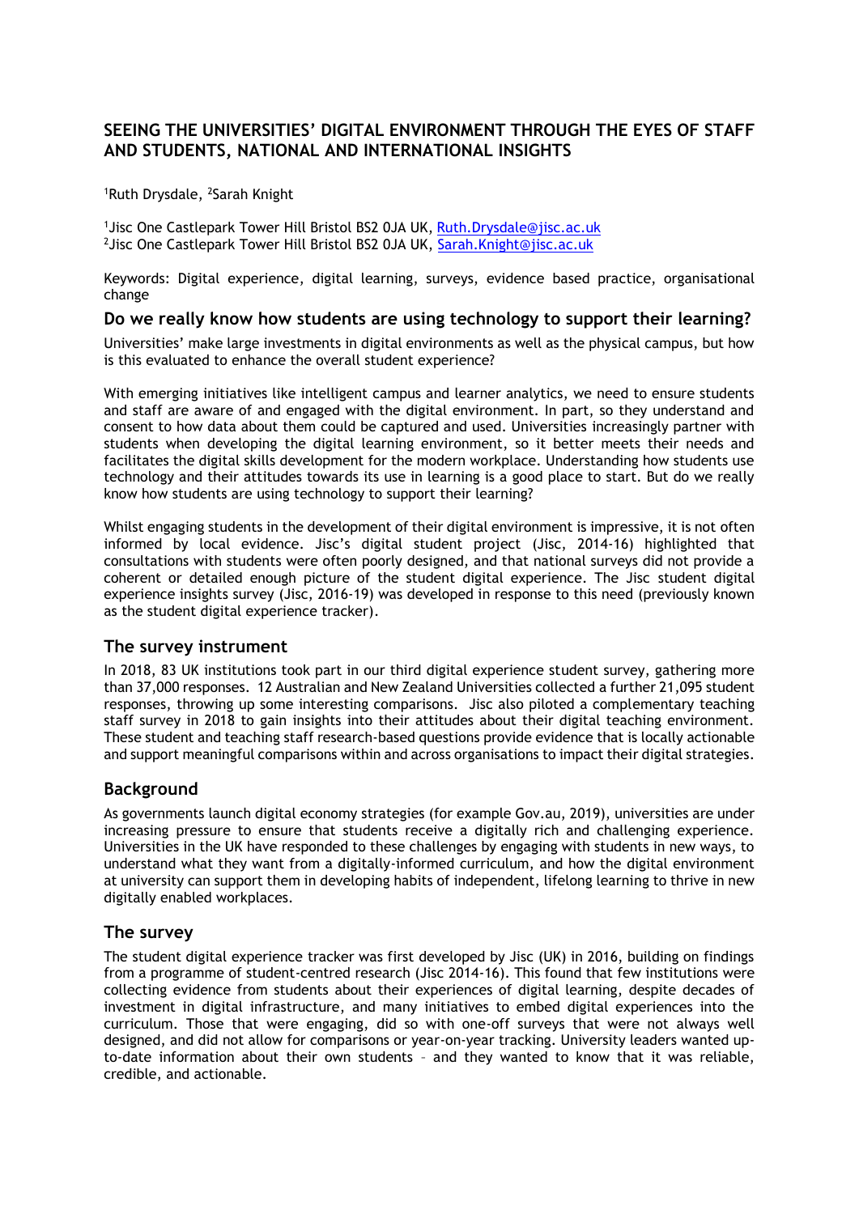# SEEING THE UNIVERSITIES' DIGITAL ENVIRONMENT THROUGH THE EYES OF STAFF AND STUDENTS, NATIONAL AND INTERNATIONAL INSIGHTS

[1]Ruth Drysdale, [2]Sarah Knight

[1]Jisc One Castlepark Tower Hill Bristol BS2 0JA UK, Ruth.Drysdale@jisc.ac.uk
[2]Jisc One Castlepark Tower Hill Bristol BS2 0JA UK, Sarah.Knight@jisc.ac.uk

Keywords: Digital experience, digital learning, surveys, evidence based practice, organisational change

## Do we really know how students are using technology to support their learning?

Universities' make large investments in digital environments as well as the physical campus, but how is this evaluated to enhance the overall student experience?

With emerging initiatives like intelligent campus and learner analytics, we need to ensure students and staff are aware of and engaged with the digital environment. In part, so they understand and consent to how data about them could be captured and used. Universities increasingly partner with students when developing the digital learning environment, so it better meets their needs and facilitates the digital skills development for the modern workplace. Understanding how students use technology and their attitudes towards its use in learning is a good place to start. But do we really know how students are using technology to support their learning?

Whilst engaging students in the development of their digital environment is impressive, it is not often informed by local evidence. Jisc's digital student project (Jisc, 2014-16) highlighted that consultations with students were often poorly designed, and that national surveys did not provide a coherent or detailed enough picture of the student digital experience. The Jisc student digital experience insights survey (Jisc, 2016-19) was developed in response to this need (previously known as the student digital experience tracker).

## The survey instrument

In 2018, 83 UK institutions took part in our third digital experience student survey, gathering more than 37,000 responses. 12 Australian and New Zealand Universities collected a further 21,095 student responses, throwing up some interesting comparisons. Jisc also piloted a complementary teaching staff survey in 2018 to gain insights into their attitudes about their digital teaching environment. These student and teaching staff research-based questions provide evidence that is locally actionable and support meaningful comparisons within and across organisations to impact their digital strategies.

## Background

As governments launch digital economy strategies (for example Gov.au, 2019), universities are under increasing pressure to ensure that students receive a digitally rich and challenging experience. Universities in the UK have responded to these challenges by engaging with students in new ways, to understand what they want from a digitally-informed curriculum, and how the digital environment at university can support them in developing habits of independent, lifelong learning to thrive in new digitally enabled workplaces.

## The survey

The student digital experience tracker was first developed by Jisc (UK) in 2016, building on findings from a programme of student-centred research (Jisc 2014-16). This found that few institutions were collecting evidence from students about their experiences of digital learning, despite decades of investment in digital infrastructure, and many initiatives to embed digital experiences into the curriculum. Those that were engaging, did so with one-off surveys that were not always well designed, and did not allow for comparisons or year-on-year tracking. University leaders wanted up-to-date information about their own students – and they wanted to know that it was reliable, credible, and actionable.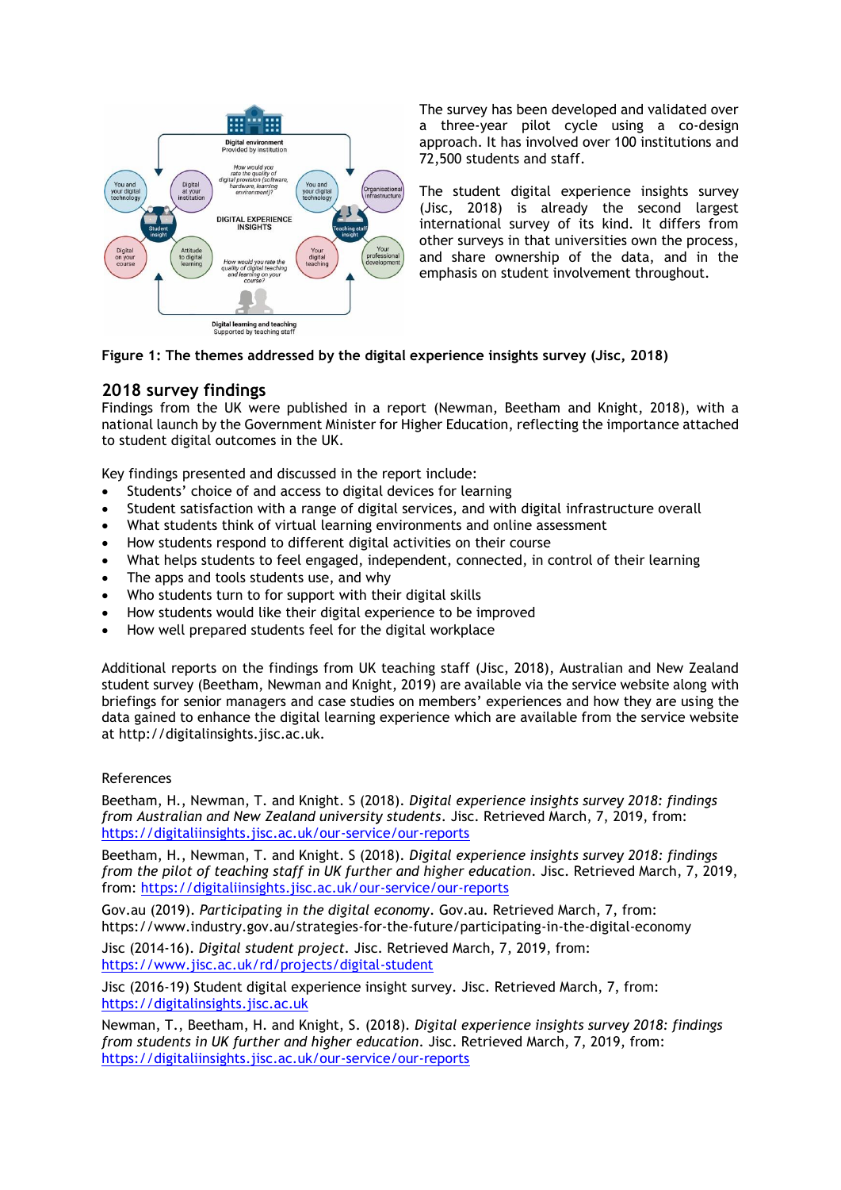The survey has been developed and validated over a three-year pilot cycle using a co-design approach. It has involved over 100 institutions and 72,500 students and staff.

The student digital experience insights survey (Jisc, 2018) is already the second largest international survey of its kind. It differs from other surveys in that universities own the process, and share ownership of the data, and in the emphasis on student involvement throughout.

**Figure 1: The themes addressed by the digital experience insights survey (Jisc, 2018)**

## 2018 survey findings

Findings from the UK were published in a report (Newman, Beetham and Knight, 2018), with a national launch by the Government Minister for Higher Education, reflecting the importance attached to student digital outcomes in the UK.

Key findings presented and discussed in the report include:

- Students' choice of and access to digital devices for learning
- Student satisfaction with a range of digital services, and with digital infrastructure overall
- What students think of virtual learning environments and online assessment
- How students respond to different digital activities on their course
- What helps students to feel engaged, independent, connected, in control of their learning
- The apps and tools students use, and why
- Who students turn to for support with their digital skills
- How students would like their digital experience to be improved
- How well prepared students feel for the digital workplace

Additional reports on the findings from UK teaching staff (Jisc, 2018), Australian and New Zealand student survey (Beetham, Newman and Knight, 2019) are available via the service website along with briefings for senior managers and case studies on members' experiences and how they are using the data gained to enhance the digital learning experience which are available from the service website at http://digitalinsights.jisc.ac.uk.

References

Beetham, H., Newman, T. and Knight. S (2018). *Digital experience insights survey 2018: findings from Australian and New Zealand university students*. Jisc. Retrieved March, 7, 2019, from: https://digitaliinsights.jisc.ac.uk/our-service/our-reports

Beetham, H., Newman, T. and Knight. S (2018). *Digital experience insights survey 2018: findings from the pilot of teaching staff in UK further and higher education*. Jisc. Retrieved March, 7, 2019, from: https://digitaliinsights.jisc.ac.uk/our-service/our-reports

Gov.au (2019). *Participating in the digital economy*. Gov.au. Retrieved March, 7, from: https://www.industry.gov.au/strategies-for-the-future/participating-in-the-digital-economy

Jisc (2014-16). *Digital student project*. Jisc. Retrieved March, 7, 2019, from: https://www.jisc.ac.uk/rd/projects/digital-student

Jisc (2016-19) Student digital experience insight survey. Jisc. Retrieved March, 7, from: https://digitalinsights.jisc.ac.uk

Newman, T., Beetham, H. and Knight, S. (2018). *Digital experience insights survey 2018: findings from students in UK further and higher education*. Jisc. Retrieved March, 7, 2019, from: https://digitaliinsights.jisc.ac.uk/our-service/our-reports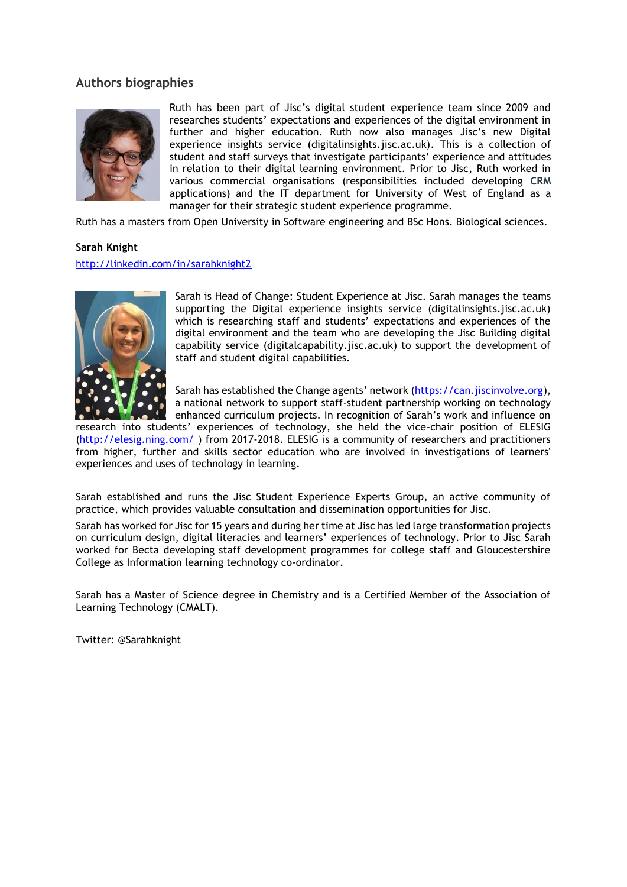## Authors biographies

Ruth has been part of Jisc's digital student experience team since 2009 and researches students' expectations and experiences of the digital environment in further and higher education. Ruth now also manages Jisc's new Digital experience insights service (digitalinsights.jisc.ac.uk). This is a collection of student and staff surveys that investigate participants' experience and attitudes in relation to their digital learning environment. Prior to Jisc, Ruth worked in various commercial organisations (responsibilities included developing **CRM** applications) and the IT department for University of West of England as a manager for their strategic student experience programme.

Ruth has a masters from Open University in Software engineering and BSc Hons. Biological sciences.

**Sarah Knight**

http://linkedin.com/in/sarahknight2

Sarah is Head of Change: Student Experience at Jisc. Sarah manages the teams supporting the Digital experience insights service (digitalinsights.jisc.ac.uk) which is researching staff and students' expectations and experiences of the digital environment and the team who are developing the Jisc Building digital capability service (digitalcapability.jisc.ac.uk) to support the development of staff and student digital capabilities.

Sarah has established the Change agents' network (https://can.jiscinvolve.org), a national network to support staff-student partnership working on technology enhanced curriculum projects. In recognition of Sarah's work and influence on research into students' experiences of technology, she held the vice-chair position of ELESIG (http://elesig.ning.com/ ) from 2017-2018. ELESIG is a community of researchers and practitioners from higher, further and skills sector education who are involved in investigations of learners' experiences and uses of technology in learning.

Sarah established and runs the Jisc Student Experience Experts Group, an active community of practice, which provides valuable consultation and dissemination opportunities for Jisc.

Sarah has worked for Jisc for 15 years and during her time at Jisc has led large transformation projects on curriculum design, digital literacies and learners' experiences of technology. Prior to Jisc Sarah worked for Becta developing staff development programmes for college staff and Gloucestershire College as Information learning technology co-ordinator.

Sarah has a Master of Science degree in Chemistry and is a Certified Member of the Association of Learning Technology (CMALT).

Twitter: @Sarahknight